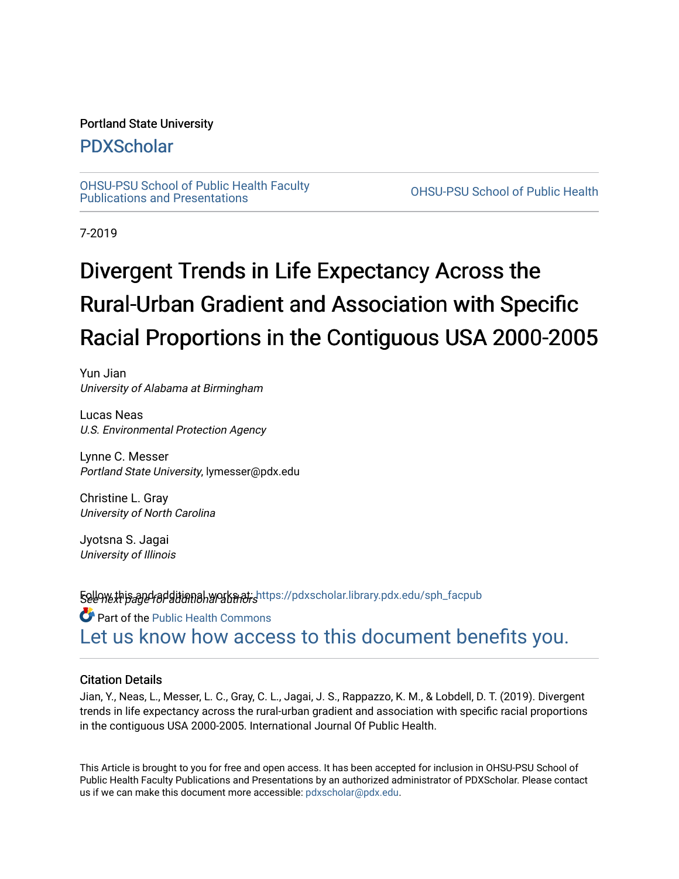Portland State University

# PDXScholar

OHSU-PSU School of Public Health Faculty Publications and Presentations | OHSU-PSU School of Public Health

7-2019

# Divergent Trends in Life Expectancy Across the Rural-Urban Gradient and Association with Specific Racial Proportions in the Contiguous USA 2000-2005

Yun Jian
*University of Alabama at Birmingham*

Lucas Neas
*U.S. Environmental Protection Agency*

Lynne C. Messer
*Portland State University*, lymesser@pdx.edu

Christine L. Gray
*University of North Carolina*

Jyotsna S. Jagai
*University of Illinois*

*See next page for additional authors*

Follow this and additional works at: https://pdxscholar.library.pdx.edu/sph_facpub

Part of the Public Health Commons

Let us know how access to this document benefits you.

## Citation Details

Jian, Y., Neas, L., Messer, L. C., Gray, C. L., Jagai, J. S., Rappazzo, K. M., & Lobdell, D. T. (2019). Divergent trends in life expectancy across the rural-urban gradient and association with specific racial proportions in the contiguous USA 2000-2005. International Journal Of Public Health.

This Article is brought to you for free and open access. It has been accepted for inclusion in OHSU-PSU School of Public Health Faculty Publications and Presentations by an authorized administrator of PDXScholar. Please contact us if we can make this document more accessible: pdxscholar@pdx.edu.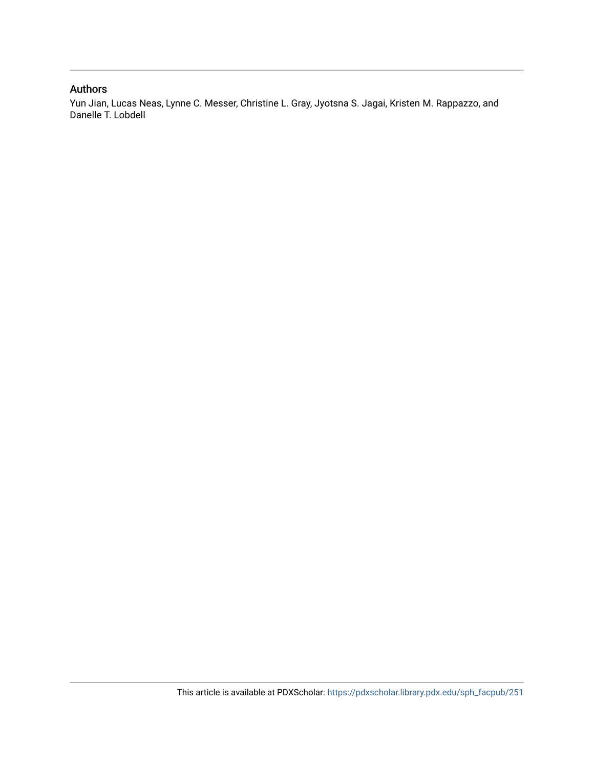## Authors

Yun Jian, Lucas Neas, Lynne C. Messer, Christine L. Gray, Jyotsna S. Jagai, Kristen M. Rappazzo, and Danelle T. Lobdell

This article is available at PDXScholar: https://pdxscholar.library.pdx.edu/sph_facpub/251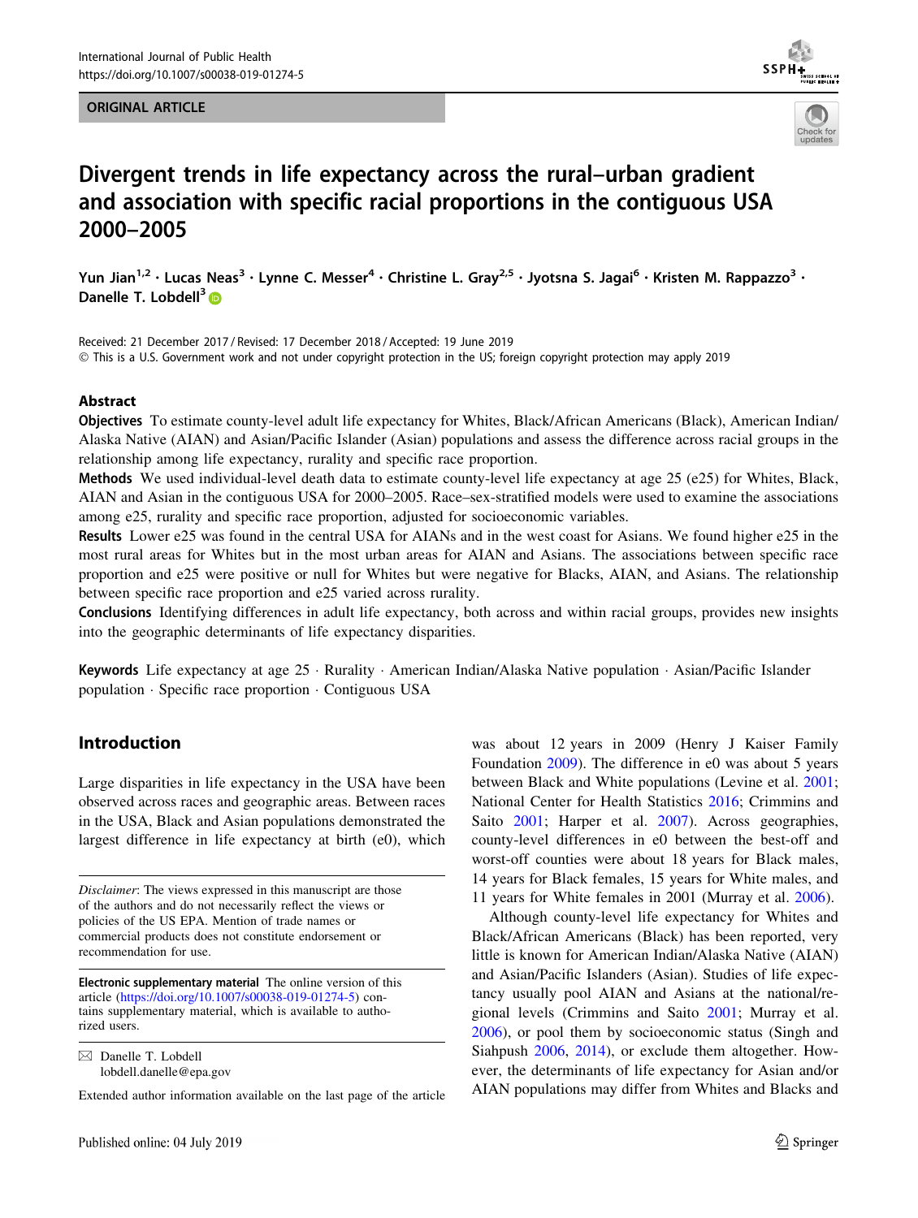ORIGINAL ARTICLE

# Divergent trends in life expectancy across the rural–urban gradient and association with specific racial proportions in the contiguous USA 2000–2005

Yun Jian[1,2] · Lucas Neas[3] · Lynne C. Messer[4] · Christine L. Gray[2,5] · Jyotsna S. Jagai[6] · Kristen M. Rappazzo[3] · Danelle T. Lobdell[3]

Received: 21 December 2017 / Revised: 17 December 2018 / Accepted: 19 June 2019
© This is a U.S. Government work and not under copyright protection in the US; foreign copyright protection may apply 2019

## Abstract

**Objectives** To estimate county-level adult life expectancy for Whites, Black/African Americans (Black), American Indian/Alaska Native (AIAN) and Asian/Pacific Islander (Asian) populations and assess the difference across racial groups in the relationship among life expectancy, rurality and specific race proportion.

**Methods** We used individual-level death data to estimate county-level life expectancy at age 25 (e25) for Whites, Black, AIAN and Asian in the contiguous USA for 2000–2005. Race–sex-stratified models were used to examine the associations among e25, rurality and specific race proportion, adjusted for socioeconomic variables.

**Results** Lower e25 was found in the central USA for AIANs and in the west coast for Asians. We found higher e25 in the most rural areas for Whites but in the most urban areas for AIAN and Asians. The associations between specific race proportion and e25 were positive or null for Whites but were negative for Blacks, AIAN, and Asians. The relationship between specific race proportion and e25 varied across rurality.

**Conclusions** Identifying differences in adult life expectancy, both across and within racial groups, provides new insights into the geographic determinants of life expectancy disparities.

**Keywords** Life expectancy at age 25 · Rurality · American Indian/Alaska Native population · Asian/Pacific Islander population · Specific race proportion · Contiguous USA

## Introduction

Large disparities in life expectancy in the USA have been observed across races and geographic areas. Between races in the USA, Black and Asian populations demonstrated the largest difference in life expectancy at birth (e0), which was about 12 years in 2009 (Henry J Kaiser Family Foundation 2009). The difference in e0 was about 5 years between Black and White populations (Levine et al. 2001; National Center for Health Statistics 2016; Crimmins and Saito 2001; Harper et al. 2007). Across geographies, county-level differences in e0 between the best-off and worst-off counties were about 18 years for Black males, 14 years for Black females, 15 years for White males, and 11 years for White females in 2001 (Murray et al. 2006).

Although county-level life expectancy for Whites and Black/African Americans (Black) has been reported, very little is known for American Indian/Alaska Native (AIAN) and Asian/Pacific Islanders (Asian). Studies of life expectancy usually pool AIAN and Asians at the national/regional levels (Crimmins and Saito 2001; Murray et al. 2006), or pool them by socioeconomic status (Singh and Siahpush 2006, 2014), or exclude them altogether. However, the determinants of life expectancy for Asian and/or AIAN populations may differ from Whites and Blacks and

*Disclaimer*: The views expressed in this manuscript are those of the authors and do not necessarily reflect the views or policies of the US EPA. Mention of trade names or commercial products does not constitute endorsement or recommendation for use.

**Electronic supplementary material** The online version of this article (https://doi.org/10.1007/s00038-019-01274-5) contains supplementary material, which is available to authorized users.

✉ Danelle T. Lobdell
lobdell.danelle@epa.gov

Extended author information available on the last page of the article

Published online: 04 July 2019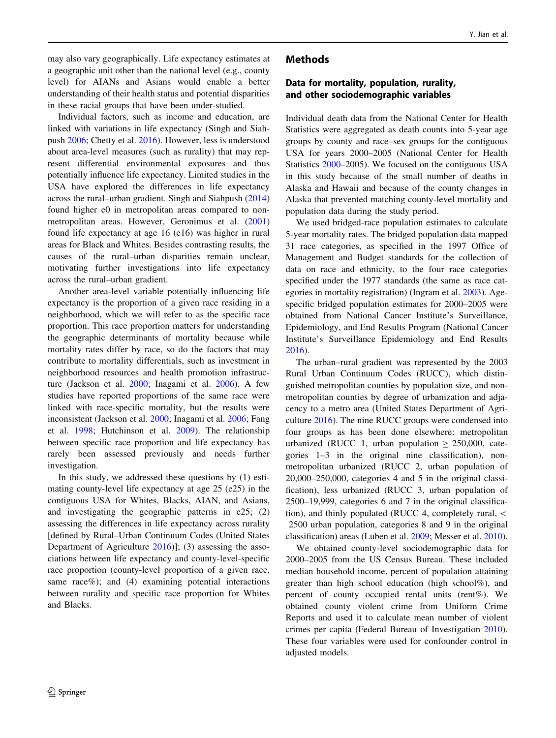may also vary geographically. Life expectancy estimates at a geographic unit other than the national level (e.g., county level) for AIANs and Asians would enable a better understanding of their health status and potential disparities in these racial groups that have been under-studied.

Individual factors, such as income and education, are linked with variations in life expectancy (Singh and Siahpush 2006; Chetty et al. 2016). However, less is understood about area-level measures (such as rurality) that may represent differential environmental exposures and thus potentially influence life expectancy. Limited studies in the USA have explored the differences in life expectancy across the rural–urban gradient. Singh and Siahpush (2014) found higher e0 in metropolitan areas compared to nonmetropolitan areas. However, Geronimus et al. (2001) found life expectancy at age 16 (e16) was higher in rural areas for Black and Whites. Besides contrasting results, the causes of the rural–urban disparities remain unclear, motivating further investigations into life expectancy across the rural–urban gradient.

Another area-level variable potentially influencing life expectancy is the proportion of a given race residing in a neighborhood, which we will refer to as the specific race proportion. This race proportion matters for understanding the geographic determinants of mortality because while mortality rates differ by race, so do the factors that may contribute to mortality differentials, such as investment in neighborhood resources and health promotion infrastructure (Jackson et al. 2000; Inagami et al. 2006). A few studies have reported proportions of the same race were linked with race-specific mortality, but the results were inconsistent (Jackson et al. 2000; Inagami et al. 2006; Fang et al. 1998; Hutchinson et al. 2009). The relationship between specific race proportion and life expectancy has rarely been assessed previously and needs further investigation.

In this study, we addressed these questions by (1) estimating county-level life expectancy at age 25 (e25) in the contiguous USA for Whites, Blacks, AIAN, and Asians, and investigating the geographic patterns in e25; (2) assessing the differences in life expectancy across rurality [defined by Rural–Urban Continuum Codes (United States Department of Agriculture 2016)]; (3) assessing the associations between life expectancy and county-level-specific race proportion (county-level proportion of a given race, same race%); and (4) examining potential interactions between rurality and specific race proportion for Whites and Blacks.

## Methods

### Data for mortality, population, rurality, and other sociodemographic variables

Individual death data from the National Center for Health Statistics were aggregated as death counts into 5-year age groups by county and race–sex groups for the contiguous USA for years 2000–2005 (National Center for Health Statistics 2000–2005). We focused on the contiguous USA in this study because of the small number of deaths in Alaska and Hawaii and because of the county changes in Alaska that prevented matching county-level mortality and population data during the study period.

We used bridged-race population estimates to calculate 5-year mortality rates. The bridged population data mapped 31 race categories, as specified in the 1997 Office of Management and Budget standards for the collection of data on race and ethnicity, to the four race categories specified under the 1977 standards (the same as race categories in mortality registration) (Ingram et al. 2003). Age-specific bridged population estimates for 2000–2005 were obtained from National Cancer Institute's Surveillance, Epidemiology, and End Results Program (National Cancer Institute's Surveillance Epidemiology and End Results 2016).

The urban–rural gradient was represented by the 2003 Rural Urban Continuum Codes (RUCC), which distinguished metropolitan counties by population size, and nonmetropolitan counties by degree of urbanization and adjacency to a metro area (United States Department of Agriculture 2016). The nine RUCC groups were condensed into four groups as has been done elsewhere: metropolitan urbanized (RUCC 1, urban population $\geq$ 250,000, categories 1–3 in the original nine classification), nonmetropolitan urbanized (RUCC 2, urban population of 20,000–250,000, categories 4 and 5 in the original classification), less urbanized (RUCC 3, urban population of 2500–19,999, categories 6 and 7 in the original classification), and thinly populated (RUCC 4, completely rural, $<$ 2500 urban population, categories 8 and 9 in the original classification) areas (Luben et al. 2009; Messer et al. 2010).

We obtained county-level sociodemographic data for 2000–2005 from the US Census Bureau. These included median household income, percent of population attaining greater than high school education (high school%), and percent of county occupied rental units (rent%). We obtained county violent crime from Uniform Crime Reports and used it to calculate mean number of violent crimes per capita (Federal Bureau of Investigation 2010). These four variables were used for confounder control in adjusted models.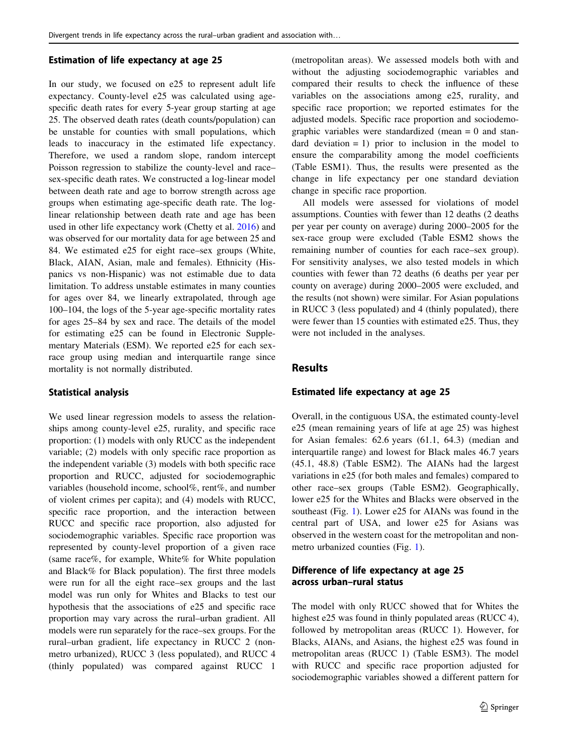### Estimation of life expectancy at age 25

In our study, we focused on e25 to represent adult life expectancy. County-level e25 was calculated using age-specific death rates for every 5-year group starting at age 25. The observed death rates (death counts/population) can be unstable for counties with small populations, which leads to inaccuracy in the estimated life expectancy. Therefore, we used a random slope, random intercept Poisson regression to stabilize the county-level and race–sex-specific death rates. We constructed a log-linear model between death rate and age to borrow strength across age groups when estimating age-specific death rate. The log-linear relationship between death rate and age has been used in other life expectancy work (Chetty et al. 2016) and was observed for our mortality data for age between 25 and 84. We estimated e25 for eight race–sex groups (White, Black, AIAN, Asian, male and females). Ethnicity (Hispanics vs non-Hispanic) was not estimable due to data limitation. To address unstable estimates in many counties for ages over 84, we linearly extrapolated, through age 100–104, the logs of the 5-year age-specific mortality rates for ages 25–84 by sex and race. The details of the model for estimating e25 can be found in Electronic Supplementary Materials (ESM). We reported e25 for each sex-race group using median and interquartile range since mortality is not normally distributed.

### Statistical analysis

We used linear regression models to assess the relationships among county-level e25, rurality, and specific race proportion: (1) models with only RUCC as the independent variable; (2) models with only specific race proportion as the independent variable (3) models with both specific race proportion and RUCC, adjusted for sociodemographic variables (household income, school%, rent%, and number of violent crimes per capita); and (4) models with RUCC, specific race proportion, and the interaction between RUCC and specific race proportion, also adjusted for sociodemographic variables. Specific race proportion was represented by county-level proportion of a given race (same race%, for example, White% for White population and Black% for Black population). The first three models were run for all the eight race–sex groups and the last model was run only for Whites and Blacks to test our hypothesis that the associations of e25 and specific race proportion may vary across the rural–urban gradient. All models were run separately for the race–sex groups. For the rural–urban gradient, life expectancy in RUCC 2 (non-metro urbanized), RUCC 3 (less populated), and RUCC 4 (thinly populated) was compared against RUCC 1 (metropolitan areas). We assessed models both with and without the adjusting sociodemographic variables and compared their results to check the influence of these variables on the associations among e25, rurality, and specific race proportion; we reported estimates for the adjusted models. Specific race proportion and sociodemographic variables were standardized (mean = 0 and standard deviation = 1) prior to inclusion in the model to ensure the comparability among the model coefficients (Table ESM1). Thus, the results were presented as the change in life expectancy per one standard deviation change in specific race proportion.

All models were assessed for violations of model assumptions. Counties with fewer than 12 deaths (2 deaths per year per county on average) during 2000–2005 for the sex-race group were excluded (Table ESM2 shows the remaining number of counties for each race–sex group). For sensitivity analyses, we also tested models in which counties with fewer than 72 deaths (6 deaths per year per county on average) during 2000–2005 were excluded, and the results (not shown) were similar. For Asian populations in RUCC 3 (less populated) and 4 (thinly populated), there were fewer than 15 counties with estimated e25. Thus, they were not included in the analyses.

## Results

### Estimated life expectancy at age 25

Overall, in the contiguous USA, the estimated county-level e25 (mean remaining years of life at age 25) was highest for Asian females: 62.6 years (61.1, 64.3) (median and interquartile range) and lowest for Black males 46.7 years (45.1, 48.8) (Table ESM2). The AIANs had the largest variations in e25 (for both males and females) compared to other race–sex groups (Table ESM2). Geographically, lower e25 for the Whites and Blacks were observed in the southeast (Fig. 1). Lower e25 for AIANs was found in the central part of USA, and lower e25 for Asians was observed in the western coast for the metropolitan and non-metro urbanized counties (Fig. 1).

### Difference of life expectancy at age 25 across urban–rural status

The model with only RUCC showed that for Whites the highest e25 was found in thinly populated areas (RUCC 4), followed by metropolitan areas (RUCC 1). However, for Blacks, AIANs, and Asians, the highest e25 was found in metropolitan areas (RUCC 1) (Table ESM3). The model with RUCC and specific race proportion adjusted for sociodemographic variables showed a different pattern for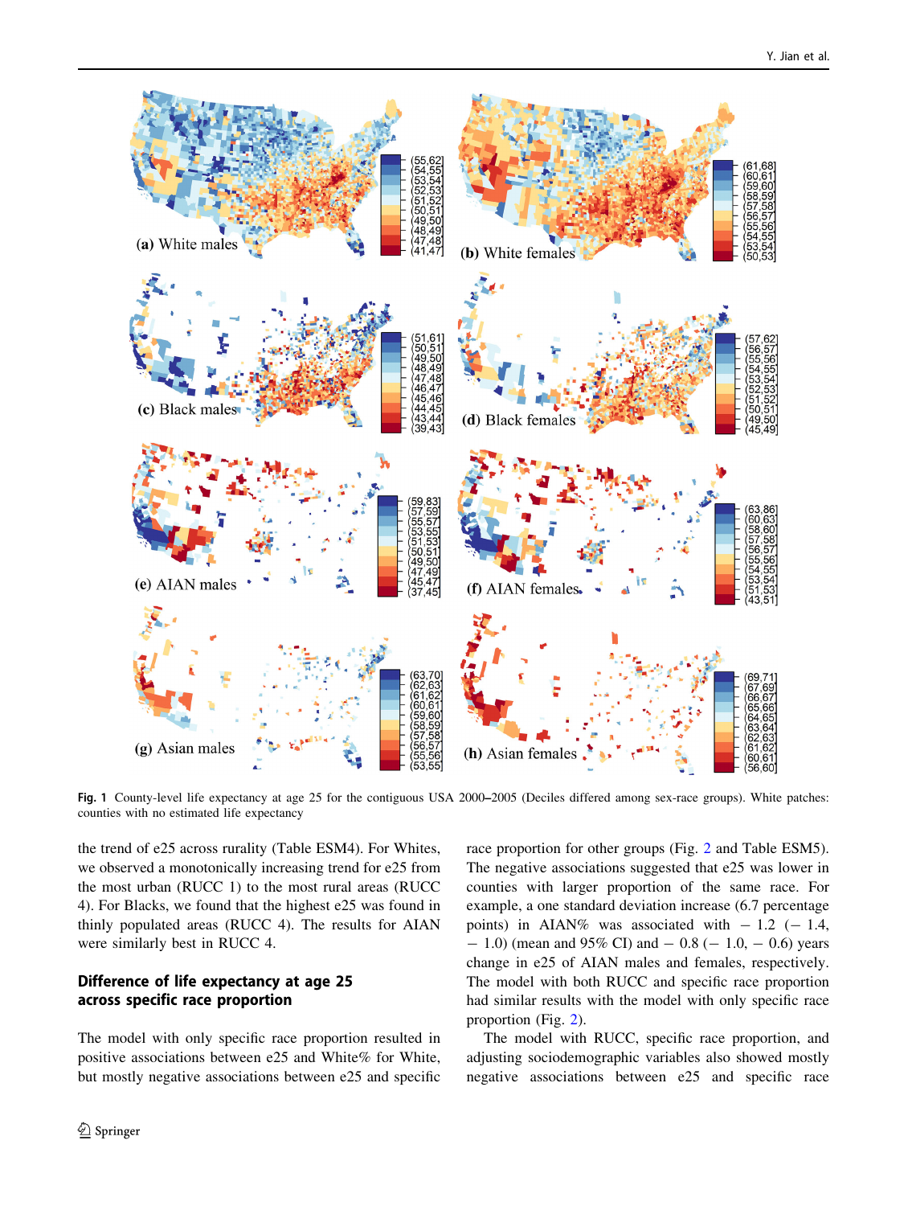**Fig. 1** County-level life expectancy at age 25 for the contiguous USA 2000–2005 (Deciles differed among sex-race groups). White patches: counties with no estimated life expectancy

the trend of e25 across rurality (Table ESM4). For Whites, we observed a monotonically increasing trend for e25 from the most urban (RUCC 1) to the most rural areas (RUCC 4). For Blacks, we found that the highest e25 was found in thinly populated areas (RUCC 4). The results for AIAN were similarly best in RUCC 4.

## Difference of life expectancy at age 25 across specific race proportion

The model with only specific race proportion resulted in positive associations between e25 and White% for White, but mostly negative associations between e25 and specific race proportion for other groups (Fig. 2 and Table ESM5). The negative associations suggested that e25 was lower in counties with larger proportion of the same race. For example, a one standard deviation increase (6.7 percentage points) in AIAN% was associated with − 1.2 (− 1.4, − 1.0) (mean and 95% CI) and − 0.8 (− 1.0, − 0.6) years change in e25 of AIAN males and females, respectively. The model with both RUCC and specific race proportion had similar results with the model with only specific race proportion (Fig. 2).

The model with RUCC, specific race proportion, and adjusting sociodemographic variables also showed mostly negative associations between e25 and specific race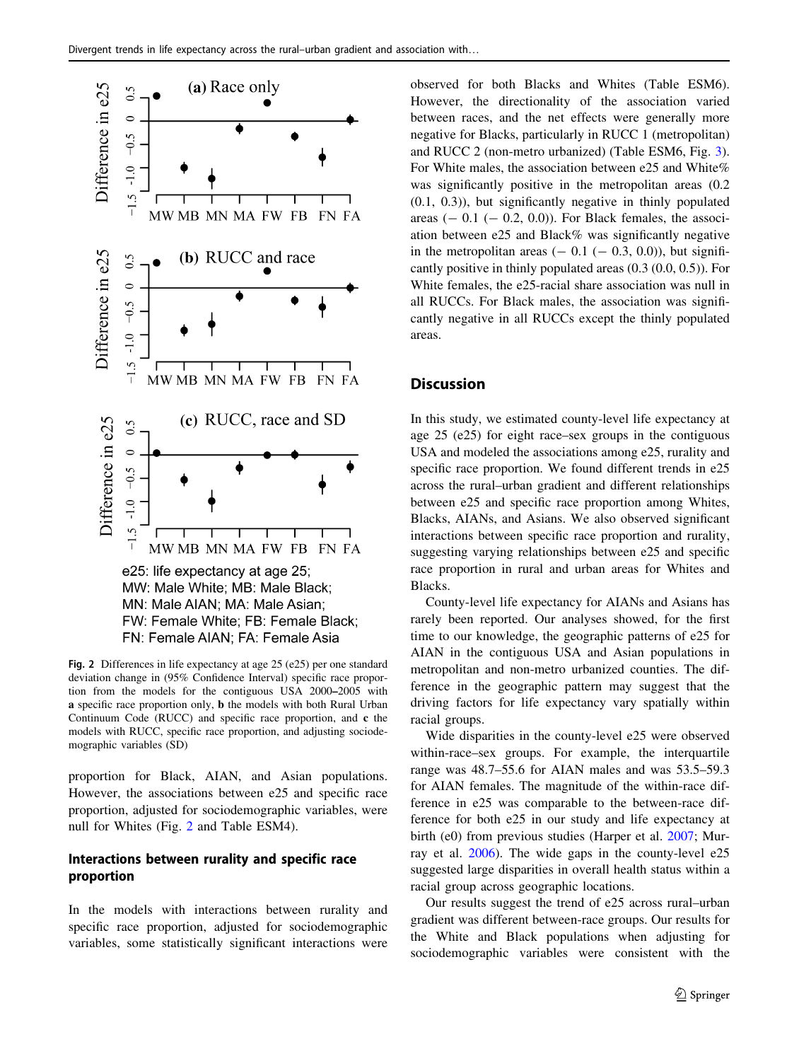Fig. 2 Differences in life expectancy at age 25 (e25) per one standard deviation change in (95% Confidence Interval) specific race proportion from the models for the contiguous USA 2000–2005 with **a** specific race proportion only, **b** the models with both Rural Urban Continuum Code (RUCC) and specific race proportion, and **c** the models with RUCC, specific race proportion, and adjusting sociodemographic variables (SD)

e25: life expectancy at age 25;
MW: Male White; MB: Male Black;
MN: Male AIAN; MA: Male Asian;
FW: Female White; FB: Female Black;
FN: Female AIAN; FA: Female Asia

proportion for Black, AIAN, and Asian populations. However, the associations between e25 and specific race proportion, adjusted for sociodemographic variables, were null for Whites (Fig. 2 and Table ESM4).

### Interactions between rurality and specific race proportion

In the models with interactions between rurality and specific race proportion, adjusted for sociodemographic variables, some statistically significant interactions were observed for both Blacks and Whites (Table ESM6). However, the directionality of the association varied between races, and the net effects were generally more negative for Blacks, particularly in RUCC 1 (metropolitan) and RUCC 2 (non-metro urbanized) (Table ESM6, Fig. 3). For White males, the association between e25 and White% was significantly positive in the metropolitan areas (0.2 (0.1, 0.3)), but significantly negative in thinly populated areas (− 0.1 (− 0.2, 0.0)). For Black females, the association between e25 and Black% was significantly negative in the metropolitan areas (− 0.1 (− 0.3, 0.0)), but significantly positive in thinly populated areas (0.3 (0.0, 0.5)). For White females, the e25-racial share association was null in all RUCCs. For Black males, the association was significantly negative in all RUCCs except the thinly populated areas.

## Discussion

In this study, we estimated county-level life expectancy at age 25 (e25) for eight race–sex groups in the contiguous USA and modeled the associations among e25, rurality and specific race proportion. We found different trends in e25 across the rural–urban gradient and different relationships between e25 and specific race proportion among Whites, Blacks, AIANs, and Asians. We also observed significant interactions between specific race proportion and rurality, suggesting varying relationships between e25 and specific race proportion in rural and urban areas for Whites and Blacks.

County-level life expectancy for AIANs and Asians has rarely been reported. Our analyses showed, for the first time to our knowledge, the geographic patterns of e25 for AIAN in the contiguous USA and Asian populations in metropolitan and non-metro urbanized counties. The difference in the geographic pattern may suggest that the driving factors for life expectancy vary spatially within racial groups.

Wide disparities in the county-level e25 were observed within-race–sex groups. For example, the interquartile range was 48.7–55.6 for AIAN males and was 53.5–59.3 for AIAN females. The magnitude of the within-race difference in e25 was comparable to the between-race difference for both e25 in our study and life expectancy at birth (e0) from previous studies (Harper et al. 2007; Murray et al. 2006). The wide gaps in the county-level e25 suggested large disparities in overall health status within a racial group across geographic locations.

Our results suggest the trend of e25 across rural–urban gradient was different between-race groups. Our results for the White and Black populations when adjusting for sociodemographic variables were consistent with the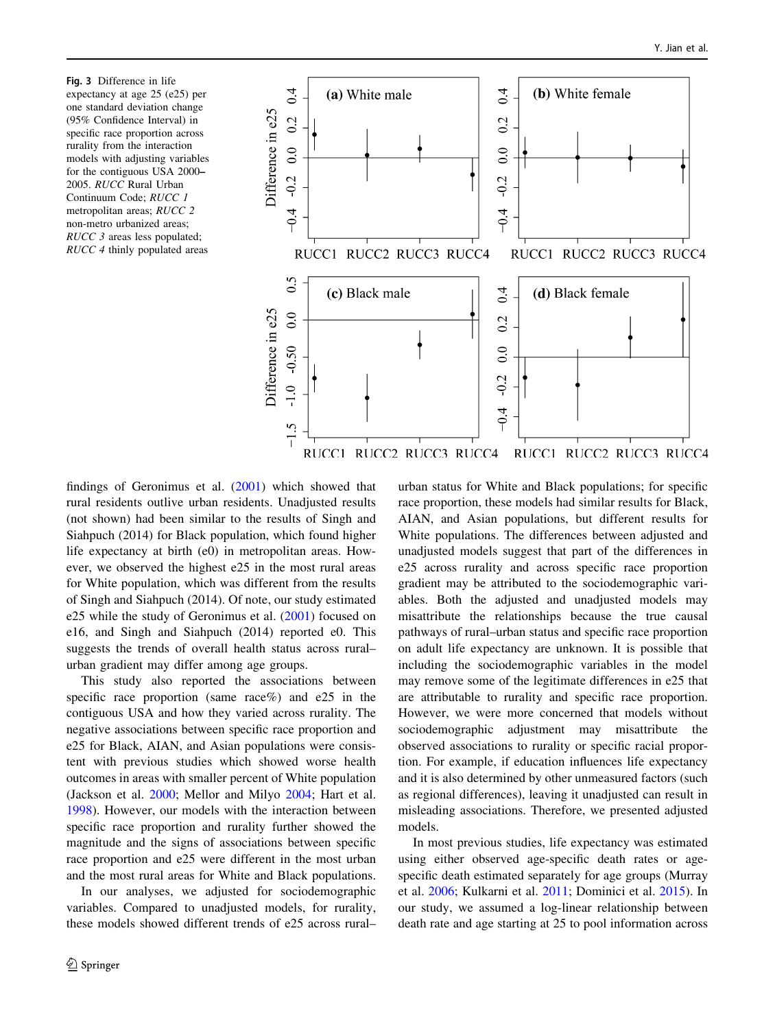**Fig. 3** Difference in life expectancy at age 25 (e25) per one standard deviation change (95% Confidence Interval) in specific race proportion across rurality from the interaction models with adjusting variables for the contiguous USA 2000–2005. *RUCC* Rural Urban Continuum Code; *RUCC 1* metropolitan areas; *RUCC 2* non-metro urbanized areas; *RUCC 3* areas less populated; *RUCC 4* thinly populated areas

findings of Geronimus et al. (2001) which showed that rural residents outlive urban residents. Unadjusted results (not shown) had been similar to the results of Singh and Siahpuch (2014) for Black population, which found higher life expectancy at birth (e0) in metropolitan areas. However, we observed the highest e25 in the most rural areas for White population, which was different from the results of Singh and Siahpuch (2014). Of note, our study estimated e25 while the study of Geronimus et al. (2001) focused on e16, and Singh and Siahpuch (2014) reported e0. This suggests the trends of overall health status across rural–urban gradient may differ among age groups.

This study also reported the associations between specific race proportion (same race%) and e25 in the contiguous USA and how they varied across rurality. The negative associations between specific race proportion and e25 for Black, AIAN, and Asian populations were consistent with previous studies which showed worse health outcomes in areas with smaller percent of White population (Jackson et al. 2000; Mellor and Milyo 2004; Hart et al. 1998). However, our models with the interaction between specific race proportion and rurality further showed the magnitude and the signs of associations between specific race proportion and e25 were different in the most urban and the most rural areas for White and Black populations.

In our analyses, we adjusted for sociodemographic variables. Compared to unadjusted models, for rurality, these models showed different trends of e25 across rural–urban status for White and Black populations; for specific race proportion, these models had similar results for Black, AIAN, and Asian populations, but different results for White populations. The differences between adjusted and unadjusted models suggest that part of the differences in e25 across rurality and across specific race proportion gradient may be attributed to the sociodemographic variables. Both the adjusted and unadjusted models may misattribute the relationships because the true causal pathways of rural–urban status and specific race proportion on adult life expectancy are unknown. It is possible that including the sociodemographic variables in the model may remove some of the legitimate differences in e25 that are attributable to rurality and specific race proportion. However, we were more concerned that models without sociodemographic adjustment may misattribute the observed associations to rurality or specific racial proportion. For example, if education influences life expectancy and it is also determined by other unmeasured factors (such as regional differences), leaving it unadjusted can result in misleading associations. Therefore, we presented adjusted models.

In most previous studies, life expectancy was estimated using either observed age-specific death rates or age-specific death estimated separately for age groups (Murray et al. 2006; Kulkarni et al. 2011; Dominici et al. 2015). In our study, we assumed a log-linear relationship between death rate and age starting at 25 to pool information across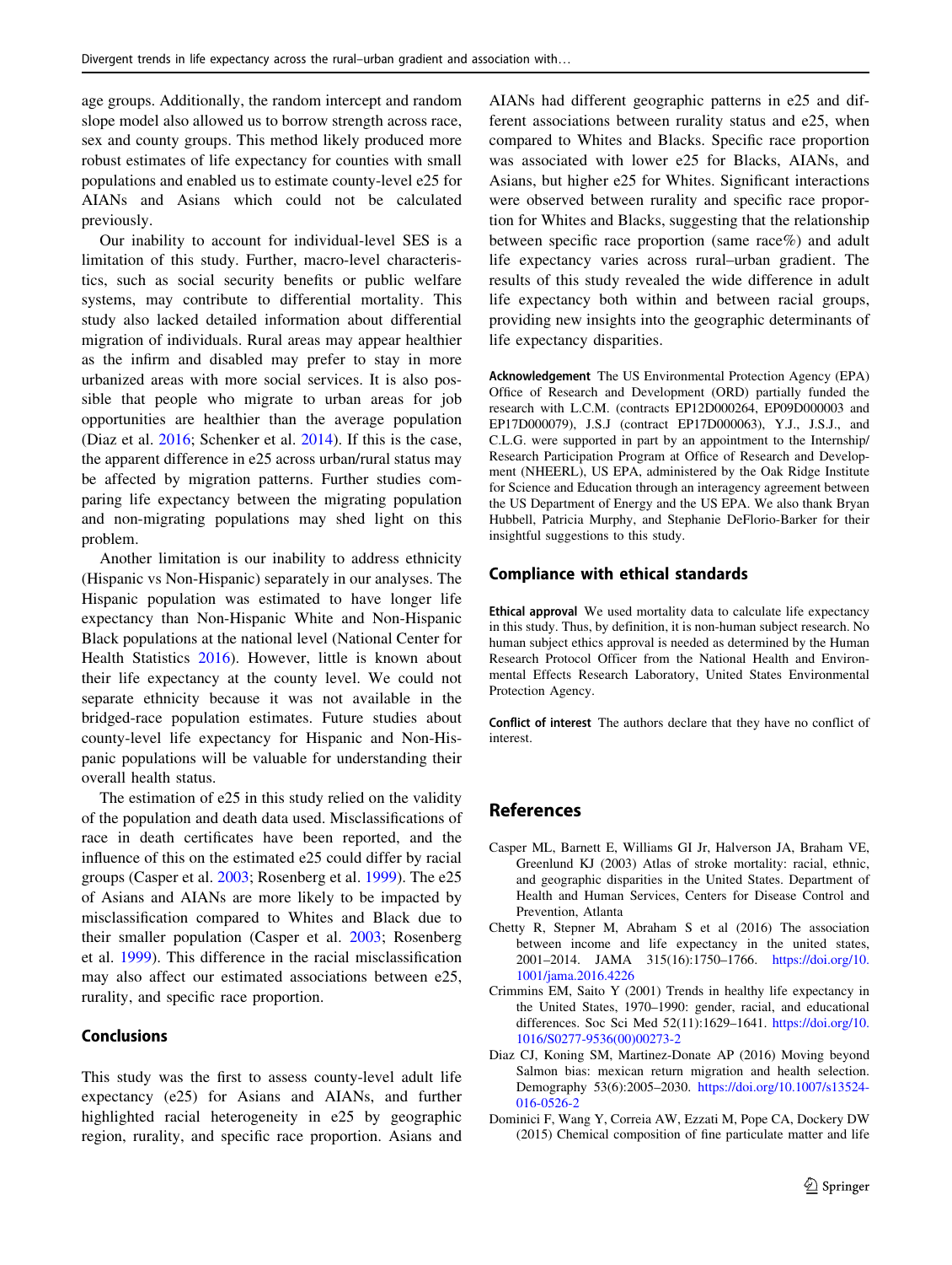age groups. Additionally, the random intercept and random slope model also allowed us to borrow strength across race, sex and county groups. This method likely produced more robust estimates of life expectancy for counties with small populations and enabled us to estimate county-level e25 for AIANs and Asians which could not be calculated previously.

Our inability to account for individual-level SES is a limitation of this study. Further, macro-level characteristics, such as social security benefits or public welfare systems, may contribute to differential mortality. This study also lacked detailed information about differential migration of individuals. Rural areas may appear healthier as the infirm and disabled may prefer to stay in more urbanized areas with more social services. It is also possible that people who migrate to urban areas for job opportunities are healthier than the average population (Diaz et al. 2016; Schenker et al. 2014). If this is the case, the apparent difference in e25 across urban/rural status may be affected by migration patterns. Further studies comparing life expectancy between the migrating population and non-migrating populations may shed light on this problem.

Another limitation is our inability to address ethnicity (Hispanic vs Non-Hispanic) separately in our analyses. The Hispanic population was estimated to have longer life expectancy than Non-Hispanic White and Non-Hispanic Black populations at the national level (National Center for Health Statistics 2016). However, little is known about their life expectancy at the county level. We could not separate ethnicity because it was not available in the bridged-race population estimates. Future studies about county-level life expectancy for Hispanic and Non-Hispanic populations will be valuable for understanding their overall health status.

The estimation of e25 in this study relied on the validity of the population and death data used. Misclassifications of race in death certificates have been reported, and the influence of this on the estimated e25 could differ by racial groups (Casper et al. 2003; Rosenberg et al. 1999). The e25 of Asians and AIANs are more likely to be impacted by misclassification compared to Whites and Black due to their smaller population (Casper et al. 2003; Rosenberg et al. 1999). This difference in the racial misclassification may also affect our estimated associations between e25, rurality, and specific race proportion.

## Conclusions

This study was the first to assess county-level adult life expectancy (e25) for Asians and AIANs, and further highlighted racial heterogeneity in e25 by geographic region, rurality, and specific race proportion. Asians and AIANs had different geographic patterns in e25 and different associations between rurality status and e25, when compared to Whites and Blacks. Specific race proportion was associated with lower e25 for Blacks, AIANs, and Asians, but higher e25 for Whites. Significant interactions were observed between rurality and specific race proportion for Whites and Blacks, suggesting that the relationship between specific race proportion (same race%) and adult life expectancy varies across rural–urban gradient. The results of this study revealed the wide difference in adult life expectancy both within and between racial groups, providing new insights into the geographic determinants of life expectancy disparities.

**Acknowledgement** The US Environmental Protection Agency (EPA) Office of Research and Development (ORD) partially funded the research with L.C.M. (contracts EP12D000264, EP09D000003 and EP17D000079), J.S.J (contract EP17D000063), Y.J., J.S.J., and C.L.G. were supported in part by an appointment to the Internship/Research Participation Program at Office of Research and Development (NHEERL), US EPA, administered by the Oak Ridge Institute for Science and Education through an interagency agreement between the US Department of Energy and the US EPA. We also thank Bryan Hubbell, Patricia Murphy, and Stephanie DeFlorio-Barker for their insightful suggestions to this study.

## Compliance with ethical standards

**Ethical approval** We used mortality data to calculate life expectancy in this study. Thus, by definition, it is non-human subject research. No human subject ethics approval is needed as determined by the Human Research Protocol Officer from the National Health and Environmental Effects Research Laboratory, United States Environmental Protection Agency.

**Conflict of interest** The authors declare that they have no conflict of interest.

## References

Casper ML, Barnett E, Williams GI Jr, Halverson JA, Braham VE, Greenlund KJ (2003) Atlas of stroke mortality: racial, ethnic, and geographic disparities in the United States. Department of Health and Human Services, Centers for Disease Control and Prevention, Atlanta

Chetty R, Stepner M, Abraham S et al (2016) The association between income and life expectancy in the united states, 2001–2014. JAMA 315(16):1750–1766. https://doi.org/10.1001/jama.2016.4226

Crimmins EM, Saito Y (2001) Trends in healthy life expectancy in the United States, 1970–1990: gender, racial, and educational differences. Soc Sci Med 52(11):1629–1641. https://doi.org/10.1016/S0277-9536(00)00273-2

Diaz CJ, Koning SM, Martinez-Donate AP (2016) Moving beyond Salmon bias: mexican return migration and health selection. Demography 53(6):2005–2030. https://doi.org/10.1007/s13524-016-0526-2

Dominici F, Wang Y, Correia AW, Ezzati M, Pope CA, Dockery DW (2015) Chemical composition of fine particulate matter and life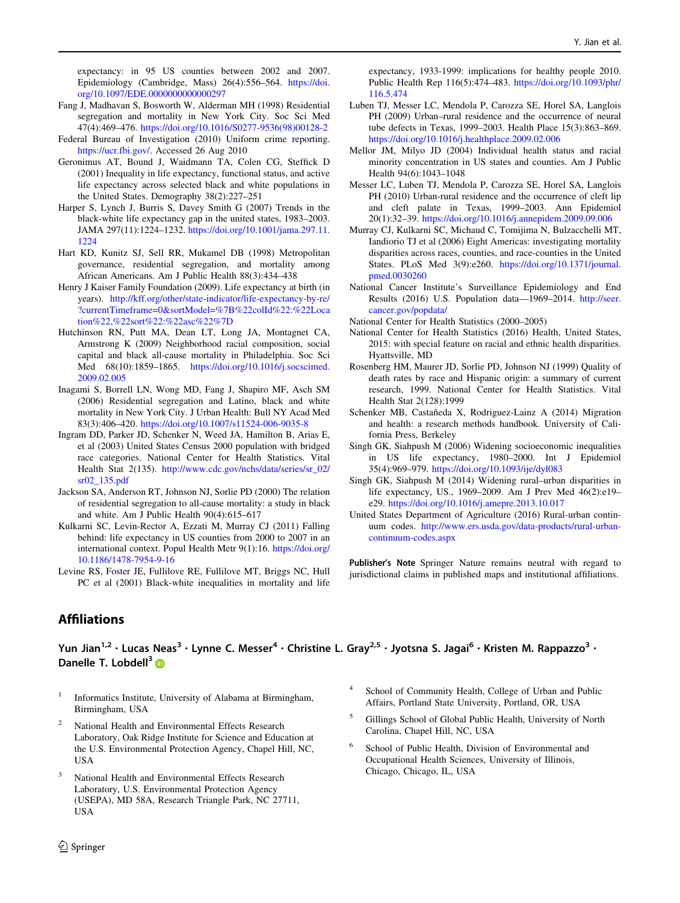expectancy: in 95 US counties between 2002 and 2007. Epidemiology (Cambridge, Mass) 26(4):556–564. https://doi.org/10.1097/EDE.0000000000000297

Fang J, Madhavan S, Bosworth W, Alderman MH (1998) Residential segregation and mortality in New York City. Soc Sci Med 47(4):469–476. https://doi.org/10.1016/S0277-9536(98)00128-2

Federal Bureau of Investigation (2010) Uniform crime reporting. https://ucr.fbi.gov/. Accessed 26 Aug 2010

Geronimus AT, Bound J, Waidmann TA, Colen CG, Steffick D (2001) Inequality in life expectancy, functional status, and active life expectancy across selected black and white populations in the United States. Demography 38(2):227–251

Harper S, Lynch J, Burris S, Davey Smith G (2007) Trends in the black-white life expectancy gap in the united states, 1983–2003. JAMA 297(11):1224–1232. https://doi.org/10.1001/jama.297.11.1224

Hart KD, Kunitz SJ, Sell RR, Mukamel DB (1998) Metropolitan governance, residential segregation, and mortality among African Americans. Am J Public Health 88(3):434–438

Henry J Kaiser Family Foundation (2009). Life expectancy at birth (in years). http://kff.org/other/state-indicator/life-expectancy-by-re/?currentTimeframe=0&sortModel=%7B%22colId%22:%22Location%22,%22sort%22:%22asc%22%7D

Hutchinson RN, Putt MA, Dean LT, Long JA, Montagnet CA, Armstrong K (2009) Neighborhood racial composition, social capital and black all-cause mortality in Philadelphia. Soc Sci Med 68(10):1859–1865. https://doi.org/10.1016/j.socscimed.2009.02.005

Inagami S, Borrell LN, Wong MD, Fang J, Shapiro MF, Asch SM (2006) Residential segregation and Latino, black and white mortality in New York City. J Urban Health: Bull NY Acad Med 83(3):406–420. https://doi.org/10.1007/s11524-006-9035-8

Ingram DD, Parker JD, Schenker N, Weed JA, Hamilton B, Arias E, et al (2003) United States Census 2000 population with bridged race categories. National Center for Health Statistics. Vital Health Stat 2(135). http://www.cdc.gov/nchs/data/series/sr_02/sr02_135.pdf

Jackson SA, Anderson RT, Johnson NJ, Sorlie PD (2000) The relation of residential segregation to all-cause mortality: a study in black and white. Am J Public Health 90(4):615–617

Kulkarni SC, Levin-Rector A, Ezzati M, Murray CJ (2011) Falling behind: life expectancy in US counties from 2000 to 2007 in an international context. Popul Health Metr 9(1):16. https://doi.org/10.1186/1478-7954-9-16

Levine RS, Foster JE, Fullilove RE, Fullilove MT, Briggs NC, Hull PC et al (2001) Black-white inequalities in mortality and life expectancy, 1933-1999: implications for healthy people 2010. Public Health Rep 116(5):474–483. https://doi.org/10.1093/phr/116.5.474

Luben TJ, Messer LC, Mendola P, Carozza SE, Horel SA, Langlois PH (2009) Urban–rural residence and the occurrence of neural tube defects in Texas, 1999–2003. Health Place 15(3):863–869. https://doi.org/10.1016/j.healthplace.2009.02.006

Mellor JM, Milyo JD (2004) Individual health status and racial minority concentration in US states and counties. Am J Public Health 94(6):1043–1048

Messer LC, Luben TJ, Mendola P, Carozza SE, Horel SA, Langlois PH (2010) Urban-rural residence and the occurrence of cleft lip and cleft palate in Texas, 1999–2003. Ann Epidemiol 20(1):32–39. https://doi.org/10.1016/j.annepidem.2009.09.006

Murray CJ, Kulkarni SC, Michaud C, Tomijima N, Bulzacchelli MT, Iandiorio TJ et al (2006) Eight Americas: investigating mortality disparities across races, counties, and race-counties in the United States. PLoS Med 3(9):e260. https://doi.org/10.1371/journal.pmed.0030260

National Cancer Institute's Surveillance Epidemiology and End Results (2016) U.S. Population data—1969–2014. http://seer.cancer.gov/popdata/

National Center for Health Statistics (2000–2005)

National Center for Health Statistics (2016) Health, United States, 2015: with special feature on racial and ethnic health disparities. Hyattsville, MD

Rosenberg HM, Maurer JD, Sorlie PD, Johnson NJ (1999) Quality of death rates by race and Hispanic origin: a summary of current research, 1999. National Center for Health Statistics. Vital Health Stat 2(128):1999

Schenker MB, Castañeda X, Rodriguez-Lainz A (2014) Migration and health: a research methods handbook. University of California Press, Berkeley

Singh GK, Siahpush M (2006) Widening socioeconomic inequalities in US life expectancy, 1980–2000. Int J Epidemiol 35(4):969–979. https://doi.org/10.1093/ije/dyl083

Singh GK, Siahpush M (2014) Widening rural–urban disparities in life expectancy, US., 1969–2009. Am J Prev Med 46(2):e19–e29. https://doi.org/10.1016/j.amepre.2013.10.017

United States Department of Agriculture (2016) Rural-urban continuum codes. http://www.ers.usda.gov/data-products/rural-urban-continuum-codes.aspx

**Publisher's Note** Springer Nature remains neutral with regard to jurisdictional claims in published maps and institutional affiliations.

## Affiliations

**Yun Jian[1,2] · Lucas Neas[3] · Lynne C. Messer[4] · Christine L. Gray[2,5] · Jyotsna S. Jagai[6] · Kristen M. Rappazzo[3] · Danelle T. Lobdell[3]**

[1] Informatics Institute, University of Alabama at Birmingham, Birmingham, USA

[2] National Health and Environmental Effects Research Laboratory, Oak Ridge Institute for Science and Education at the U.S. Environmental Protection Agency, Chapel Hill, NC, USA

[3] National Health and Environmental Effects Research Laboratory, U.S. Environmental Protection Agency (USEPA), MD 58A, Research Triangle Park, NC 27711, USA

[4] School of Community Health, College of Urban and Public Affairs, Portland State University, Portland, OR, USA

[5] Gillings School of Global Public Health, University of North Carolina, Chapel Hill, NC, USA

[6] School of Public Health, Division of Environmental and Occupational Health Sciences, University of Illinois, Chicago, Chicago, IL, USA